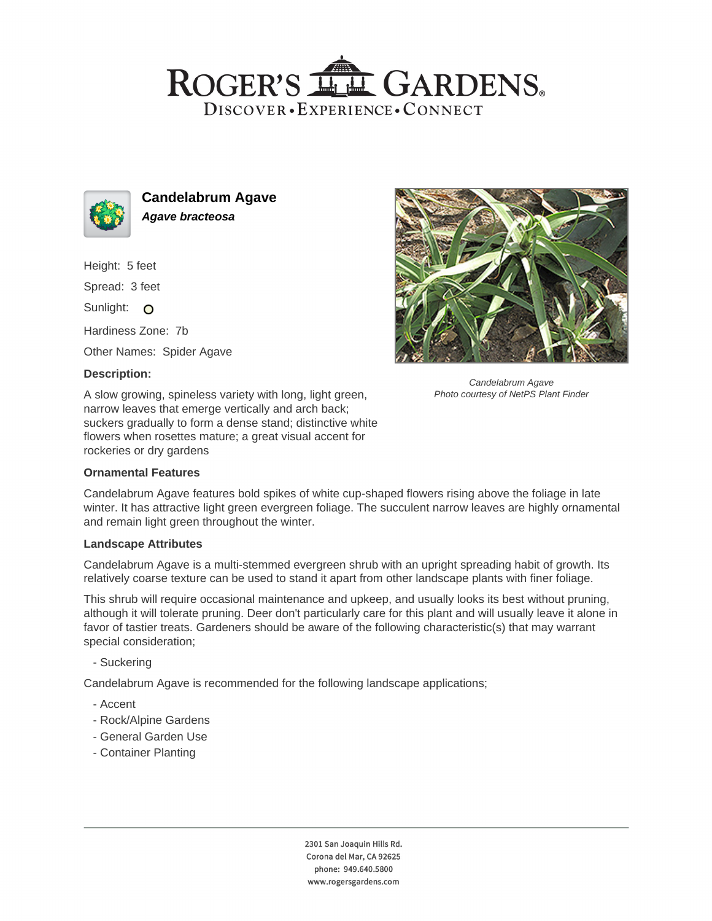# Candelabrum Agave

***Agave bracteosa***

Height: 5 feet

Spread: 3 feet

Sunlight: O

Hardiness Zone: 7b

Other Names: Spider Agave

Candelabrum Agave
*Photo courtesy of NetPS Plant Finder*

### Description:

A slow growing, spineless variety with long, light green, narrow leaves that emerge vertically and arch back; suckers gradually to form a dense stand; distinctive white flowers when rosettes mature; a great visual accent for rockeries or dry gardens

### Ornamental Features

Candelabrum Agave features bold spikes of white cup-shaped flowers rising above the foliage in late winter. It has attractive light green evergreen foliage. The succulent narrow leaves are highly ornamental and remain light green throughout the winter.

### Landscape Attributes

Candelabrum Agave is a multi-stemmed evergreen shrub with an upright spreading habit of growth. Its relatively coarse texture can be used to stand it apart from other landscape plants with finer foliage.

This shrub will require occasional maintenance and upkeep, and usually looks its best without pruning, although it will tolerate pruning. Deer don't particularly care for this plant and will usually leave it alone in favor of tastier treats. Gardeners should be aware of the following characteristic(s) that may warrant special consideration;

- Suckering

Candelabrum Agave is recommended for the following landscape applications;

- Accent
- Rock/Alpine Gardens
- General Garden Use
- Container Planting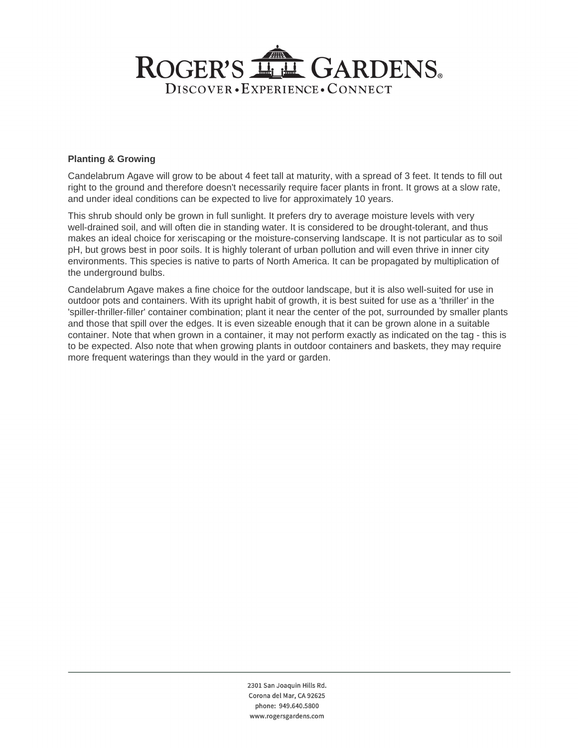**Planting & Growing**

Candelabrum Agave will grow to be about 4 feet tall at maturity, with a spread of 3 feet. It tends to fill out right to the ground and therefore doesn't necessarily require facer plants in front. It grows at a slow rate, and under ideal conditions can be expected to live for approximately 10 years.

This shrub should only be grown in full sunlight. It prefers dry to average moisture levels with very well-drained soil, and will often die in standing water. It is considered to be drought-tolerant, and thus makes an ideal choice for xeriscaping or the moisture-conserving landscape. It is not particular as to soil pH, but grows best in poor soils. It is highly tolerant of urban pollution and will even thrive in inner city environments. This species is native to parts of North America. It can be propagated by multiplication of the underground bulbs.

Candelabrum Agave makes a fine choice for the outdoor landscape, but it is also well-suited for use in outdoor pots and containers. With its upright habit of growth, it is best suited for use as a 'thriller' in the 'spiller-thriller-filler' container combination; plant it near the center of the pot, surrounded by smaller plants and those that spill over the edges. It is even sizeable enough that it can be grown alone in a suitable container. Note that when grown in a container, it may not perform exactly as indicated on the tag - this is to be expected. Also note that when growing plants in outdoor containers and baskets, they may require more frequent waterings than they would in the yard or garden.